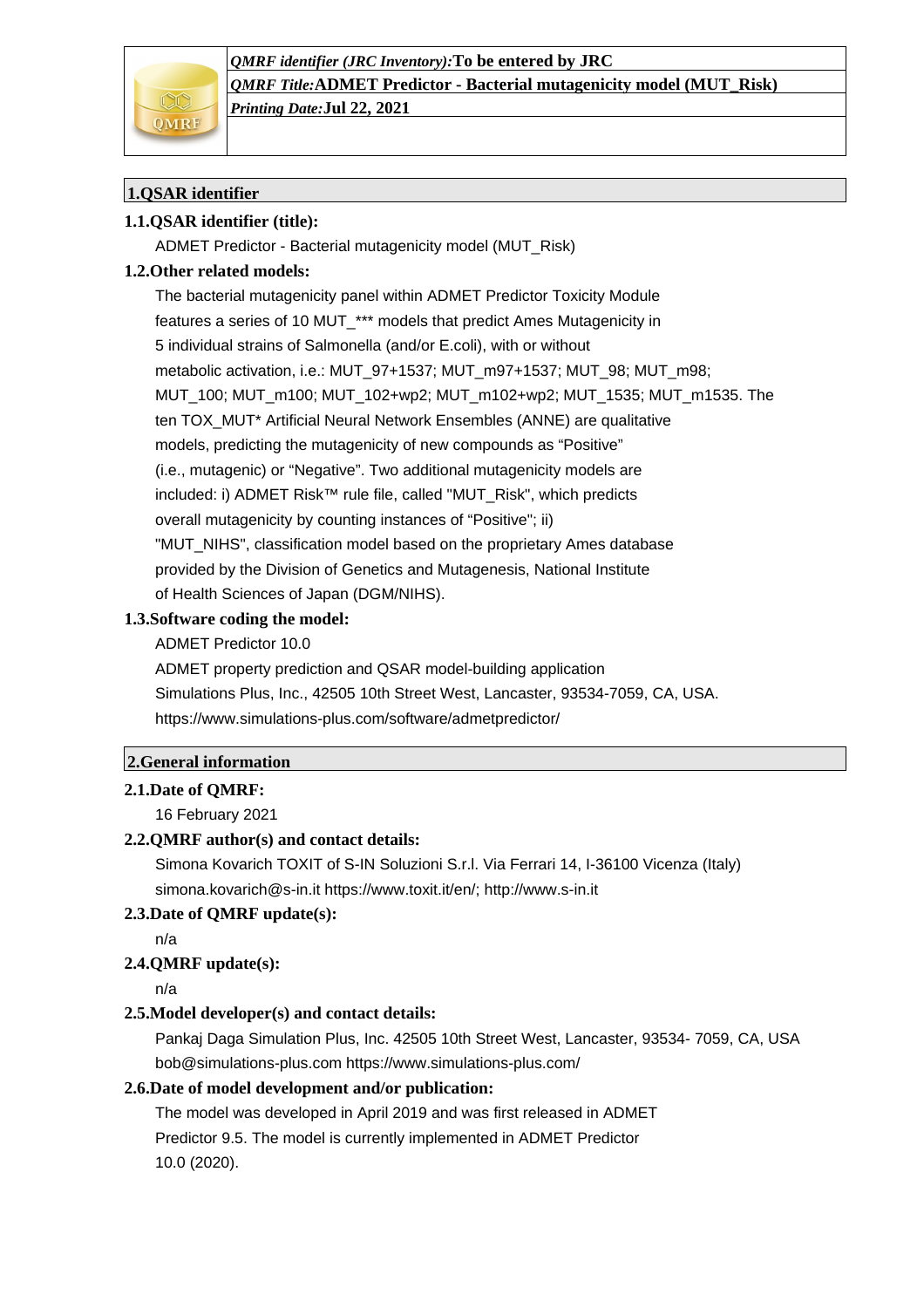*QMRF identifier (JRC Inventory):* **To be entered by JRC**

*QMRF Title:* **ADMET Predictor - Bacterial mutagenicity model (MUT_Risk)**

*Printing Date:* **Jul 22, 2021**

## 1.QSAR identifier

### 1.1.QSAR identifier (title):

ADMET Predictor - Bacterial mutagenicity model (MUT_Risk)

### 1.2.Other related models:

The bacterial mutagenicity panel within ADMET Predictor Toxicity Module features a series of 10 MUT_*** models that predict Ames Mutagenicity in 5 individual strains of Salmonella (and/or E.coli), with or without metabolic activation, i.e.: MUT_97+1537; MUT_m97+1537; MUT_98; MUT_m98; MUT_100; MUT_m100; MUT_102+wp2; MUT_m102+wp2; MUT_1535; MUT_m1535. The ten TOX_MUT* Artificial Neural Network Ensembles (ANNE) are qualitative models, predicting the mutagenicity of new compounds as “Positive” (i.e., mutagenic) or “Negative”. Two additional mutagenicity models are included: i) ADMET Risk™ rule file, called "MUT_Risk", which predicts overall mutagenicity by counting instances of “Positive”; ii) "MUT_NIHS", classification model based on the proprietary Ames database provided by the Division of Genetics and Mutagenesis, National Institute of Health Sciences of Japan (DGM/NIHS).

### 1.3.Software coding the model:

ADMET Predictor 10.0

ADMET property prediction and QSAR model-building application

Simulations Plus, Inc., 42505 10th Street West, Lancaster, 93534-7059, CA, USA.

https://www.simulations-plus.com/software/admetpredictor/

## 2.General information

### 2.1.Date of QMRF:

16 February 2021

### 2.2.QMRF author(s) and contact details:

Simona Kovarich TOXIT of S-IN Soluzioni S.r.l. Via Ferrari 14, I-36100 Vicenza (Italy) simona.kovarich@s-in.it https://www.toxit.it/en/; http://www.s-in.it

### 2.3.Date of QMRF update(s):

n/a

### 2.4.QMRF update(s):

n/a

### 2.5.Model developer(s) and contact details:

Pankaj Daga Simulation Plus, Inc. 42505 10th Street West, Lancaster, 93534- 7059, CA, USA bob@simulations-plus.com https://www.simulations-plus.com/

### 2.6.Date of model development and/or publication:

The model was developed in April 2019 and was first released in ADMET Predictor 9.5. The model is currently implemented in ADMET Predictor 10.0 (2020).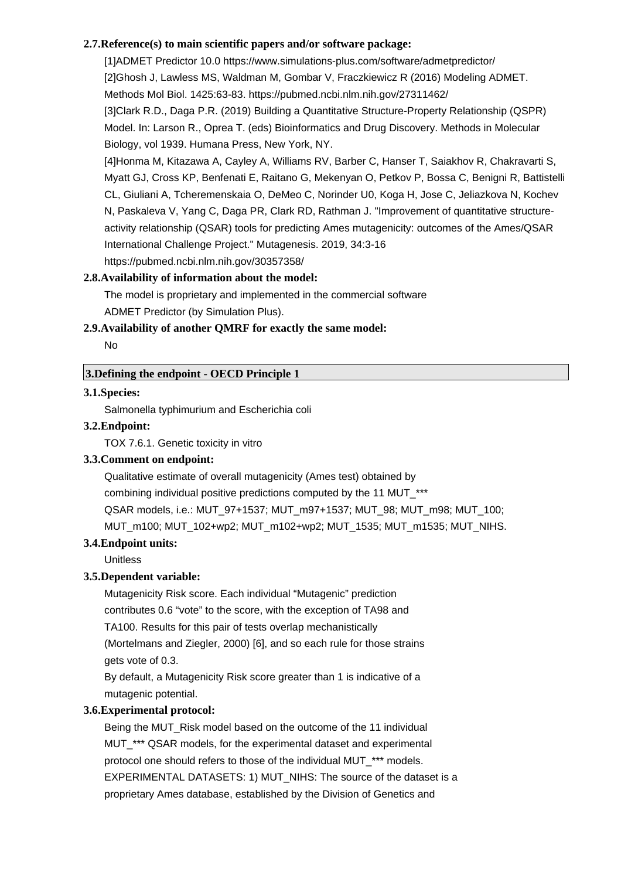**2.7.Reference(s) to main scientific papers and/or software package:**

[1]ADMET Predictor 10.0 https://www.simulations-plus.com/software/admetpredictor/

[2]Ghosh J, Lawless MS, Waldman M, Gombar V, Fraczkiewicz R (2016) Modeling ADMET. Methods Mol Biol. 1425:63-83. https://pubmed.ncbi.nlm.nih.gov/27311462/

[3]Clark R.D., Daga P.R. (2019) Building a Quantitative Structure-Property Relationship (QSPR) Model. In: Larson R., Oprea T. (eds) Bioinformatics and Drug Discovery. Methods in Molecular Biology, vol 1939. Humana Press, New York, NY.

[4]Honma M, Kitazawa A, Cayley A, Williams RV, Barber C, Hanser T, Saiakhov R, Chakravarti S, Myatt GJ, Cross KP, Benfenati E, Raitano G, Mekenyan O, Petkov P, Bossa C, Benigni R, Battistelli CL, Giuliani A, Tcheremenskaia O, DeMeo C, Norinder U0, Koga H, Jose C, Jeliazkova N, Kochev N, Paskaleva V, Yang C, Daga PR, Clark RD, Rathman J. "Improvement of quantitative structure-activity relationship (QSAR) tools for predicting Ames mutagenicity: outcomes of the Ames/QSAR International Challenge Project." Mutagenesis. 2019, 34:3-16 https://pubmed.ncbi.nlm.nih.gov/30357358/

**2.8.Availability of information about the model:**

The model is proprietary and implemented in the commercial software ADMET Predictor (by Simulation Plus).

**2.9.Availability of another QMRF for exactly the same model:**

No

## 3.Defining the endpoint - OECD Principle 1

**3.1.Species:**

Salmonella typhimurium and Escherichia coli

**3.2.Endpoint:**

TOX 7.6.1. Genetic toxicity in vitro

**3.3.Comment on endpoint:**

Qualitative estimate of overall mutagenicity (Ames test) obtained by combining individual positive predictions computed by the 11 MUT_*** QSAR models, i.e.: MUT_97+1537; MUT_m97+1537; MUT_98; MUT_m98; MUT_100; MUT_m100; MUT_102+wp2; MUT_m102+wp2; MUT_1535; MUT_m1535; MUT_NIHS.

**3.4.Endpoint units:**

Unitless

**3.5.Dependent variable:**

Mutagenicity Risk score. Each individual “Mutagenic” prediction contributes 0.6 “vote” to the score, with the exception of TA98 and TA100. Results for this pair of tests overlap mechanistically (Mortelmans and Ziegler, 2000) [6], and so each rule for those strains gets vote of 0.3.

By default, a Mutagenicity Risk score greater than 1 is indicative of a mutagenic potential.

**3.6.Experimental protocol:**

Being the MUT_Risk model based on the outcome of the 11 individual MUT_*** QSAR models, for the experimental dataset and experimental protocol one should refers to those of the individual MUT_*** models.

EXPERIMENTAL DATASETS: 1) MUT_NIHS: The source of the dataset is a proprietary Ames database, established by the Division of Genetics and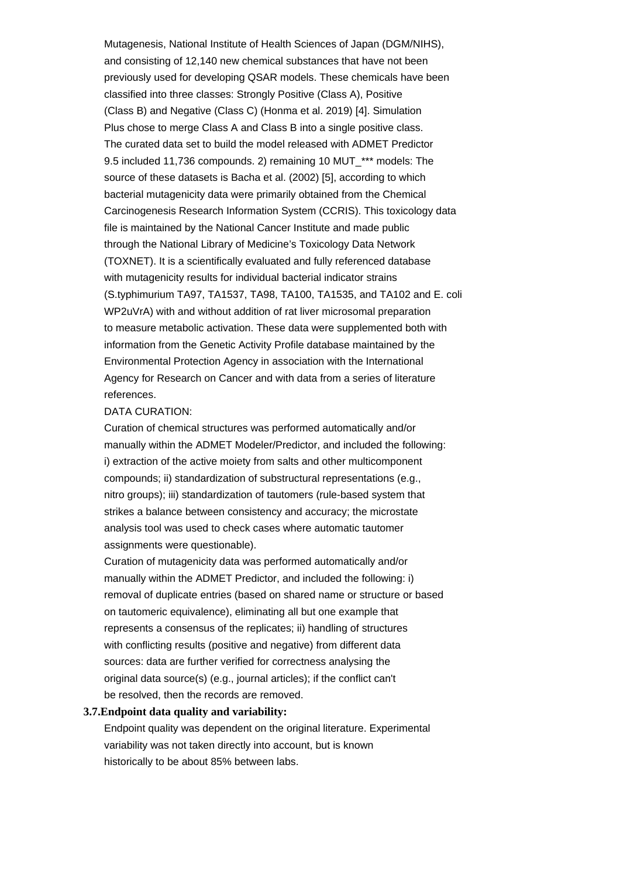Mutagenesis, National Institute of Health Sciences of Japan (DGM/NIHS), and consisting of 12,140 new chemical substances that have not been previously used for developing QSAR models. These chemicals have been classified into three classes: Strongly Positive (Class A), Positive (Class B) and Negative (Class C) (Honma et al. 2019) [4]. Simulation Plus chose to merge Class A and Class B into a single positive class. The curated data set to build the model released with ADMET Predictor 9.5 included 11,736 compounds. 2) remaining 10 MUT_*** models: The source of these datasets is Bacha et al. (2002) [5], according to which bacterial mutagenicity data were primarily obtained from the Chemical Carcinogenesis Research Information System (CCRIS). This toxicology data file is maintained by the National Cancer Institute and made public through the National Library of Medicine's Toxicology Data Network (TOXNET). It is a scientifically evaluated and fully referenced database with mutagenicity results for individual bacterial indicator strains (S.typhimurium TA97, TA1537, TA98, TA100, TA1535, and TA102 and E. coli WP2uVrA) with and without addition of rat liver microsomal preparation to measure metabolic activation. These data were supplemented both with information from the Genetic Activity Profile database maintained by the Environmental Protection Agency in association with the International Agency for Research on Cancer and with data from a series of literature references.

DATA CURATION:

Curation of chemical structures was performed automatically and/or manually within the ADMET Modeler/Predictor, and included the following: i) extraction of the active moiety from salts and other multicomponent compounds; ii) standardization of substructural representations (e.g., nitro groups); iii) standardization of tautomers (rule-based system that strikes a balance between consistency and accuracy; the microstate analysis tool was used to check cases where automatic tautomer assignments were questionable).

Curation of mutagenicity data was performed automatically and/or manually within the ADMET Predictor, and included the following: i) removal of duplicate entries (based on shared name or structure or based on tautomeric equivalence), eliminating all but one example that represents a consensus of the replicates; ii) handling of structures with conflicting results (positive and negative) from different data sources: data are further verified for correctness analysing the original data source(s) (e.g., journal articles); if the conflict can't be resolved, then the records are removed.

### 3.7.Endpoint data quality and variability:

Endpoint quality was dependent on the original literature. Experimental variability was not taken directly into account, but is known historically to be about 85% between labs.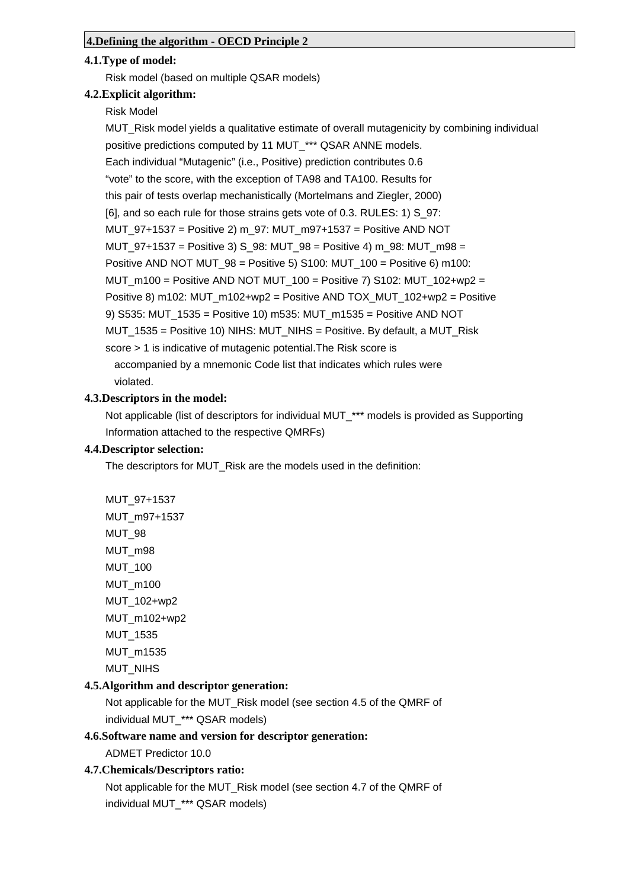## 4.Defining the algorithm - OECD Principle 2

### 4.1.Type of model:

Risk model (based on multiple QSAR models)

### 4.2.Explicit algorithm:

Risk Model

MUT_Risk model yields a qualitative estimate of overall mutagenicity by combining individual positive predictions computed by 11 MUT_*** QSAR ANNE models. Each individual “Mutagenic” (i.e., Positive) prediction contributes 0.6 “vote” to the score, with the exception of TA98 and TA100. Results for this pair of tests overlap mechanistically (Mortelmans and Ziegler, 2000) [6], and so each rule for those strains gets vote of 0.3. RULES: 1) S_97: MUT_97+1537 = Positive 2) m_97: MUT_m97+1537 = Positive AND NOT MUT_97+1537 = Positive 3) S_98: MUT_98 = Positive 4) m_98: MUT_m98 = Positive AND NOT MUT_98 = Positive 5) S100: MUT_100 = Positive 6) m100: MUT_m100 = Positive AND NOT MUT_100 = Positive 7) S102: MUT_102+wp2 = Positive 8) m102: MUT_m102+wp2 = Positive AND TOX_MUT_102+wp2 = Positive 9) S535: MUT_1535 = Positive 10) m535: MUT_m1535 = Positive AND NOT MUT_1535 = Positive 10) NIHS: MUT_NIHS = Positive. By default, a MUT_Risk score > 1 is indicative of mutagenic potential.The Risk score is accompanied by a mnemonic Code list that indicates which rules were violated.

### 4.3.Descriptors in the model:

Not applicable (list of descriptors for individual MUT_*** models is provided as Supporting Information attached to the respective QMRFs)

### 4.4.Descriptor selection:

The descriptors for MUT_Risk are the models used in the definition:

MUT_97+1537
MUT_m97+1537
MUT_98
MUT_m98
MUT_100
MUT_m100
MUT_102+wp2
MUT_m102+wp2
MUT_1535
MUT_m1535
MUT_NIHS

### 4.5.Algorithm and descriptor generation:

Not applicable for the MUT_Risk model (see section 4.5 of the QMRF of individual MUT_*** QSAR models)

### 4.6.Software name and version for descriptor generation:

ADMET Predictor 10.0

### 4.7.Chemicals/Descriptors ratio:

Not applicable for the MUT_Risk model (see section 4.7 of the QMRF of individual MUT_*** QSAR models)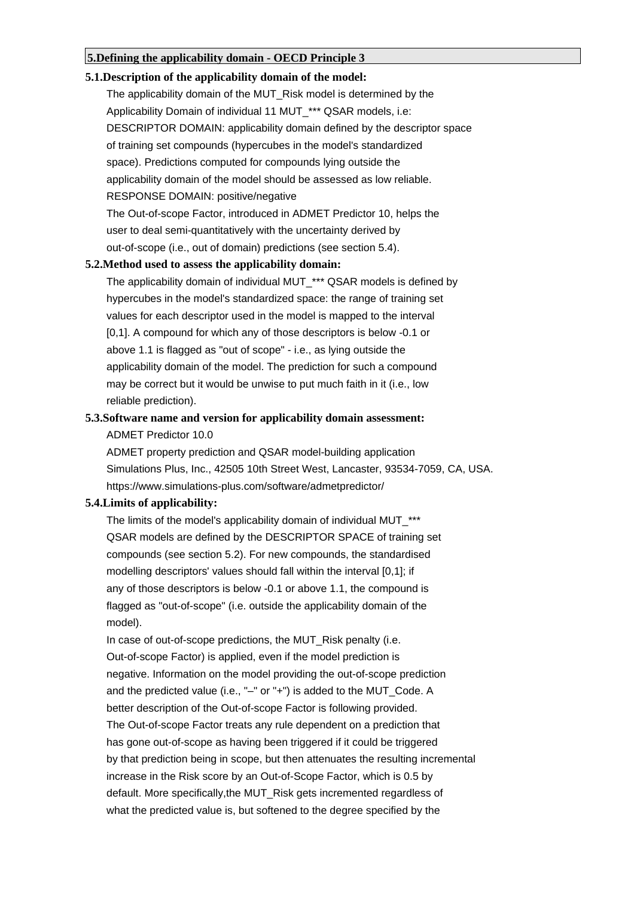## 5.Defining the applicability domain - OECD Principle 3

### 5.1.Description of the applicability domain of the model:

The applicability domain of the MUT_Risk model is determined by the Applicability Domain of individual 11 MUT_*** QSAR models, i.e: DESCRIPTOR DOMAIN: applicability domain defined by the descriptor space of training set compounds (hypercubes in the model's standardized space). Predictions computed for compounds lying outside the applicability domain of the model should be assessed as low reliable. RESPONSE DOMAIN: positive/negative

The Out-of-scope Factor, introduced in ADMET Predictor 10, helps the user to deal semi-quantitatively with the uncertainty derived by out-of-scope (i.e., out of domain) predictions (see section 5.4).

### 5.2.Method used to assess the applicability domain:

The applicability domain of individual MUT_*** QSAR models is defined by hypercubes in the model's standardized space: the range of training set values for each descriptor used in the model is mapped to the interval [0,1]. A compound for which any of those descriptors is below -0.1 or above 1.1 is flagged as "out of scope" - i.e., as lying outside the applicability domain of the model. The prediction for such a compound may be correct but it would be unwise to put much faith in it (i.e., low reliable prediction).

### 5.3.Software name and version for applicability domain assessment:

ADMET Predictor 10.0

ADMET property prediction and QSAR model-building application

Simulations Plus, Inc., 42505 10th Street West, Lancaster, 93534-7059, CA, USA.

https://www.simulations-plus.com/software/admetpredictor/

### 5.4.Limits of applicability:

The limits of the model's applicability domain of individual MUT_*** QSAR models are defined by the DESCRIPTOR SPACE of training set compounds (see section 5.2). For new compounds, the standardised modelling descriptors' values should fall within the interval [0,1]; if any of those descriptors is below -0.1 or above 1.1, the compound is flagged as "out-of-scope" (i.e. outside the applicability domain of the model).

In case of out-of-scope predictions, the MUT_Risk penalty (i.e. Out-of-scope Factor) is applied, even if the model prediction is negative. Information on the model providing the out-of-scope prediction and the predicted value (i.e., "–" or "+") is added to the MUT_Code. A better description of the Out-of-scope Factor is following provided.

The Out-of-scope Factor treats any rule dependent on a prediction that has gone out-of-scope as having been triggered if it could be triggered by that prediction being in scope, but then attenuates the resulting incremental increase in the Risk score by an Out-of-Scope Factor, which is 0.5 by default. More specifically,the MUT_Risk gets incremented regardless of what the predicted value is, but softened to the degree specified by the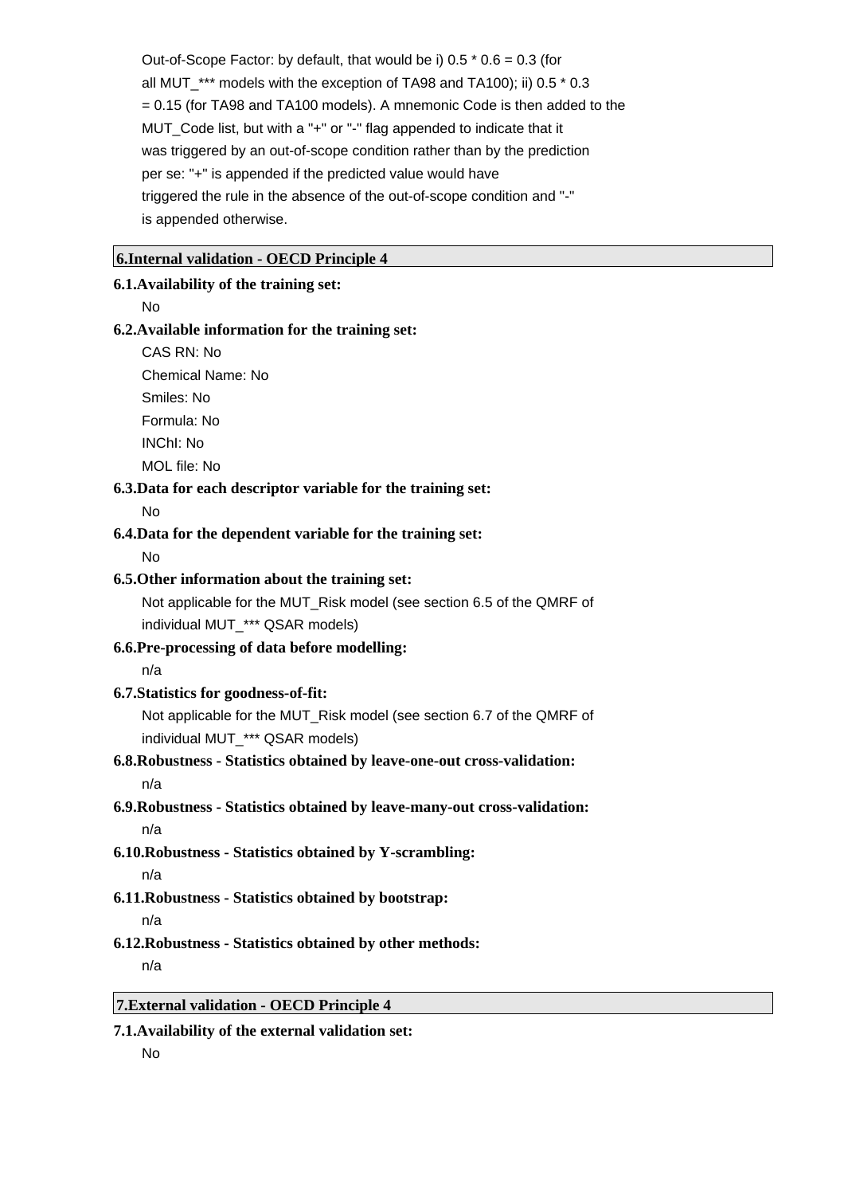Out-of-Scope Factor: by default, that would be i) 0.5 * 0.6 = 0.3 (for all MUT_*** models with the exception of TA98 and TA100); ii) 0.5 * 0.3 = 0.15 (for TA98 and TA100 models). A mnemonic Code is then added to the MUT_Code list, but with a "+" or "-" flag appended to indicate that it was triggered by an out-of-scope condition rather than by the prediction per se: "+" is appended if the predicted value would have triggered the rule in the absence of the out-of-scope condition and "-" is appended otherwise.

## 6.Internal validation - OECD Principle 4

**6.1.Availability of the training set:**

No

**6.2.Available information for the training set:**

CAS RN: No

Chemical Name: No

Smiles: No

Formula: No

INChI: No

MOL file: No

**6.3.Data for each descriptor variable for the training set:**

No

**6.4.Data for the dependent variable for the training set:**

No

**6.5.Other information about the training set:**

Not applicable for the MUT_Risk model (see section 6.5 of the QMRF of individual MUT_*** QSAR models)

**6.6.Pre-processing of data before modelling:**

n/a

**6.7.Statistics for goodness-of-fit:**

Not applicable for the MUT_Risk model (see section 6.7 of the QMRF of individual MUT_*** QSAR models)

**6.8.Robustness - Statistics obtained by leave-one-out cross-validation:**

n/a

**6.9.Robustness - Statistics obtained by leave-many-out cross-validation:**

n/a

**6.10.Robustness - Statistics obtained by Y-scrambling:**

n/a

**6.11.Robustness - Statistics obtained by bootstrap:**

n/a

**6.12.Robustness - Statistics obtained by other methods:**

n/a

## 7.External validation - OECD Principle 4

**7.1.Availability of the external validation set:**

No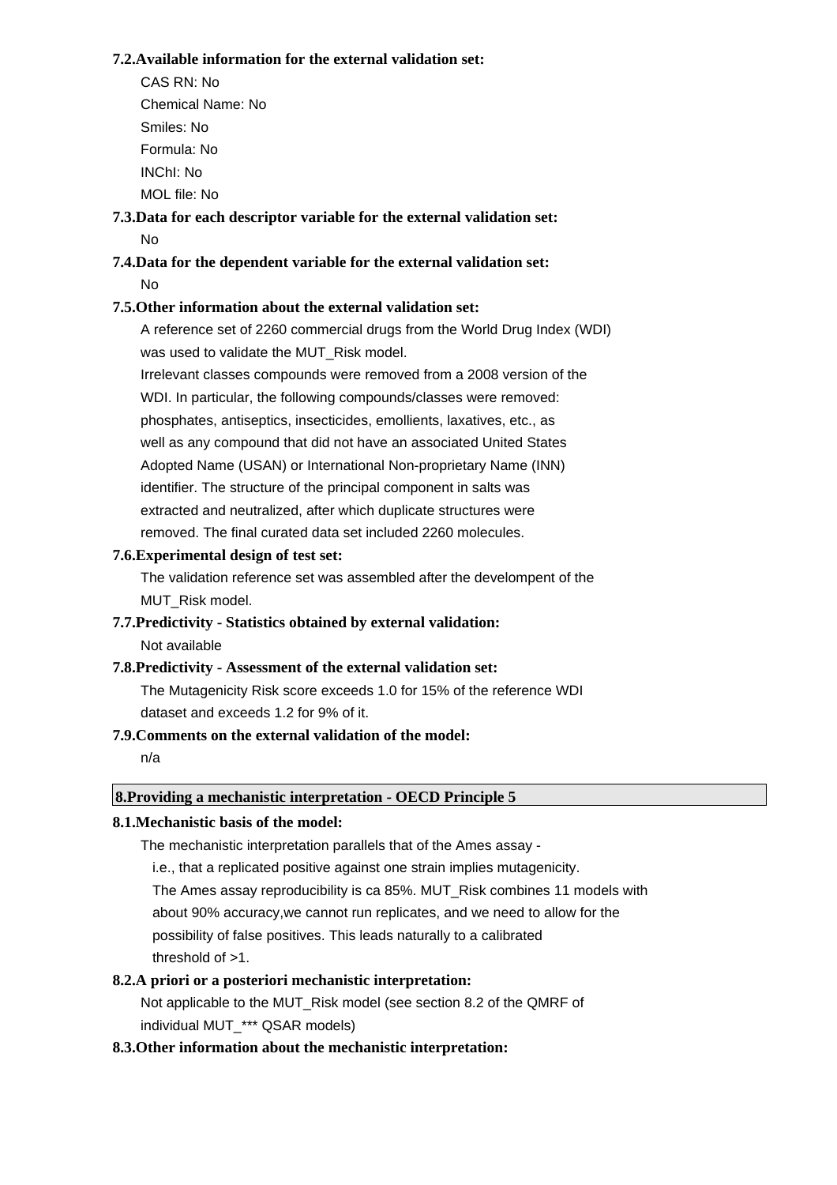**7.2.Available information for the external validation set:**

CAS RN: No

Chemical Name: No

Smiles: No

Formula: No

INChI: No

MOL file: No

**7.3.Data for each descriptor variable for the external validation set:**

No

**7.4.Data for the dependent variable for the external validation set:**

No

**7.5.Other information about the external validation set:**

A reference set of 2260 commercial drugs from the World Drug Index (WDI) was used to validate the MUT_Risk model.
Irrelevant classes compounds were removed from a 2008 version of the WDI. In particular, the following compounds/classes were removed: phosphates, antiseptics, insecticides, emollients, laxatives, etc., as well as any compound that did not have an associated United States Adopted Name (USAN) or International Non-proprietary Name (INN) identifier. The structure of the principal component in salts was extracted and neutralized, after which duplicate structures were removed. The final curated data set included 2260 molecules.

**7.6.Experimental design of test set:**

The validation reference set was assembled after the develompent of the MUT_Risk model.

**7.7.Predictivity - Statistics obtained by external validation:**

Not available

**7.8.Predictivity - Assessment of the external validation set:**

The Mutagenicity Risk score exceeds 1.0 for 15% of the reference WDI dataset and exceeds 1.2 for 9% of it.

**7.9.Comments on the external validation of the model:**

n/a

## 8.Providing a mechanistic interpretation - OECD Principle 5

**8.1.Mechanistic basis of the model:**

The mechanistic interpretation parallels that of the Ames assay -
i.e., that a replicated positive against one strain implies mutagenicity.
The Ames assay reproducibility is ca 85%. MUT_Risk combines 11 models with about 90% accuracy,we cannot run replicates, and we need to allow for the possibility of false positives. This leads naturally to a calibrated threshold of >1.

**8.2.A priori or a posteriori mechanistic interpretation:**

Not applicable to the MUT_Risk model (see section 8.2 of the QMRF of individual MUT_*** QSAR models)

**8.3.Other information about the mechanistic interpretation:**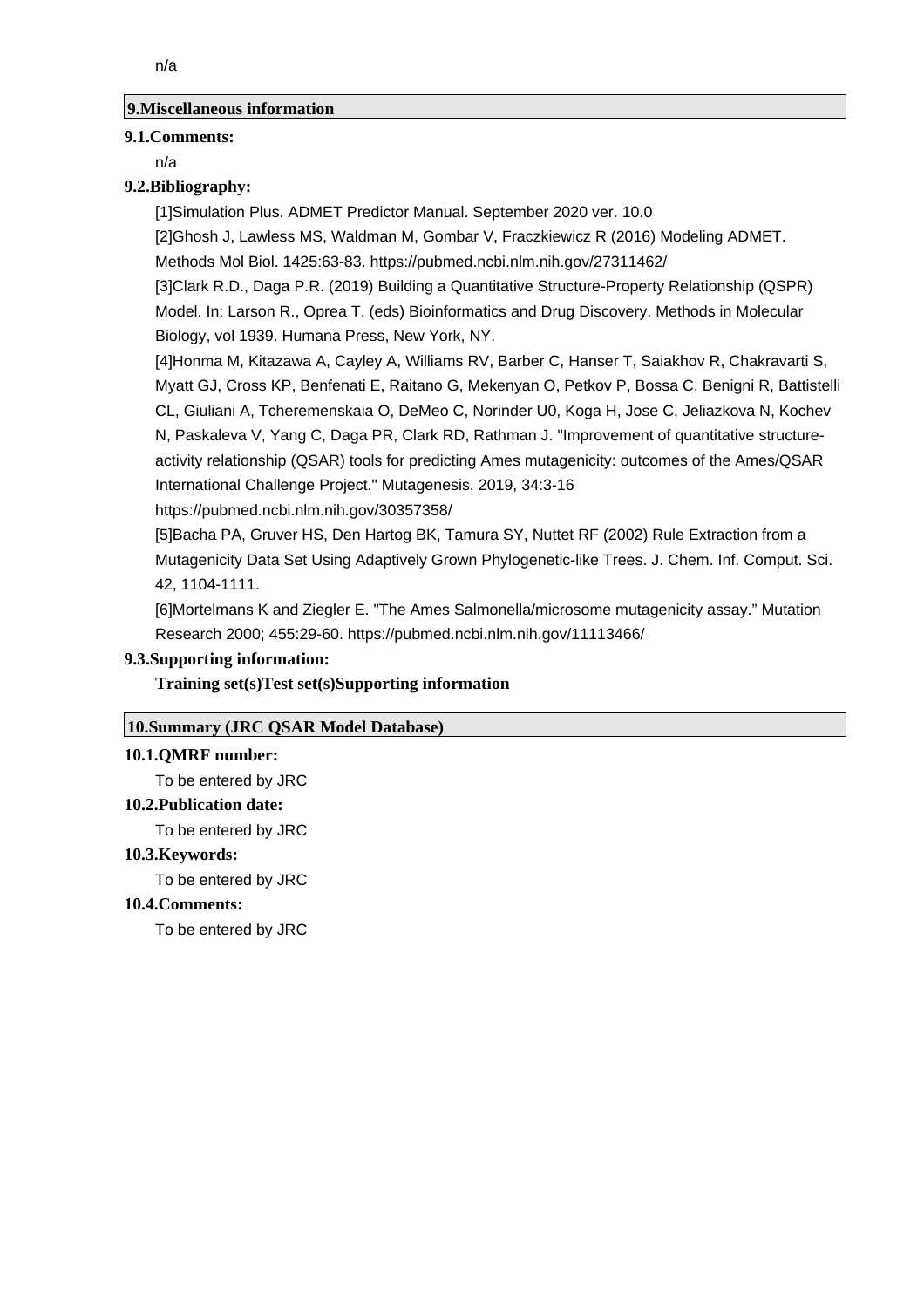n/a

## 9.Miscellaneous information

### 9.1.Comments:

n/a

### 9.2.Bibliography:

[1]Simulation Plus. ADMET Predictor Manual. September 2020 ver. 10.0

[2]Ghosh J, Lawless MS, Waldman M, Gombar V, Fraczkiewicz R (2016) Modeling ADMET. Methods Mol Biol. 1425:63-83. https://pubmed.ncbi.nlm.nih.gov/27311462/

[3]Clark R.D., Daga P.R. (2019) Building a Quantitative Structure-Property Relationship (QSPR) Model. In: Larson R., Oprea T. (eds) Bioinformatics and Drug Discovery. Methods in Molecular Biology, vol 1939. Humana Press, New York, NY.

[4]Honma M, Kitazawa A, Cayley A, Williams RV, Barber C, Hanser T, Saiakhov R, Chakravarti S, Myatt GJ, Cross KP, Benfenati E, Raitano G, Mekenyan O, Petkov P, Bossa C, Benigni R, Battistelli CL, Giuliani A, Tcheremenskaia O, DeMeo C, Norinder U0, Koga H, Jose C, Jeliazkova N, Kochev N, Paskaleva V, Yang C, Daga PR, Clark RD, Rathman J. "Improvement of quantitative structure-activity relationship (QSAR) tools for predicting Ames mutagenicity: outcomes of the Ames/QSAR International Challenge Project." Mutagenesis. 2019, 34:3-16 https://pubmed.ncbi.nlm.nih.gov/30357358/

[5]Bacha PA, Gruver HS, Den Hartog BK, Tamura SY, Nuttet RF (2002) Rule Extraction from a Mutagenicity Data Set Using Adaptively Grown Phylogenetic-like Trees. J. Chem. Inf. Comput. Sci. 42, 1104-1111.

[6]Mortelmans K and Ziegler E. "The Ames Salmonella/microsome mutagenicity assay." Mutation Research 2000; 455:29-60. https://pubmed.ncbi.nlm.nih.gov/11113466/

### 9.3.Supporting information:

**Training set(s)Test set(s)Supporting information**

## 10.Summary (JRC QSAR Model Database)

### 10.1.QMRF number:

To be entered by JRC

### 10.2.Publication date:

To be entered by JRC

### 10.3.Keywords:

To be entered by JRC

### 10.4.Comments:

To be entered by JRC